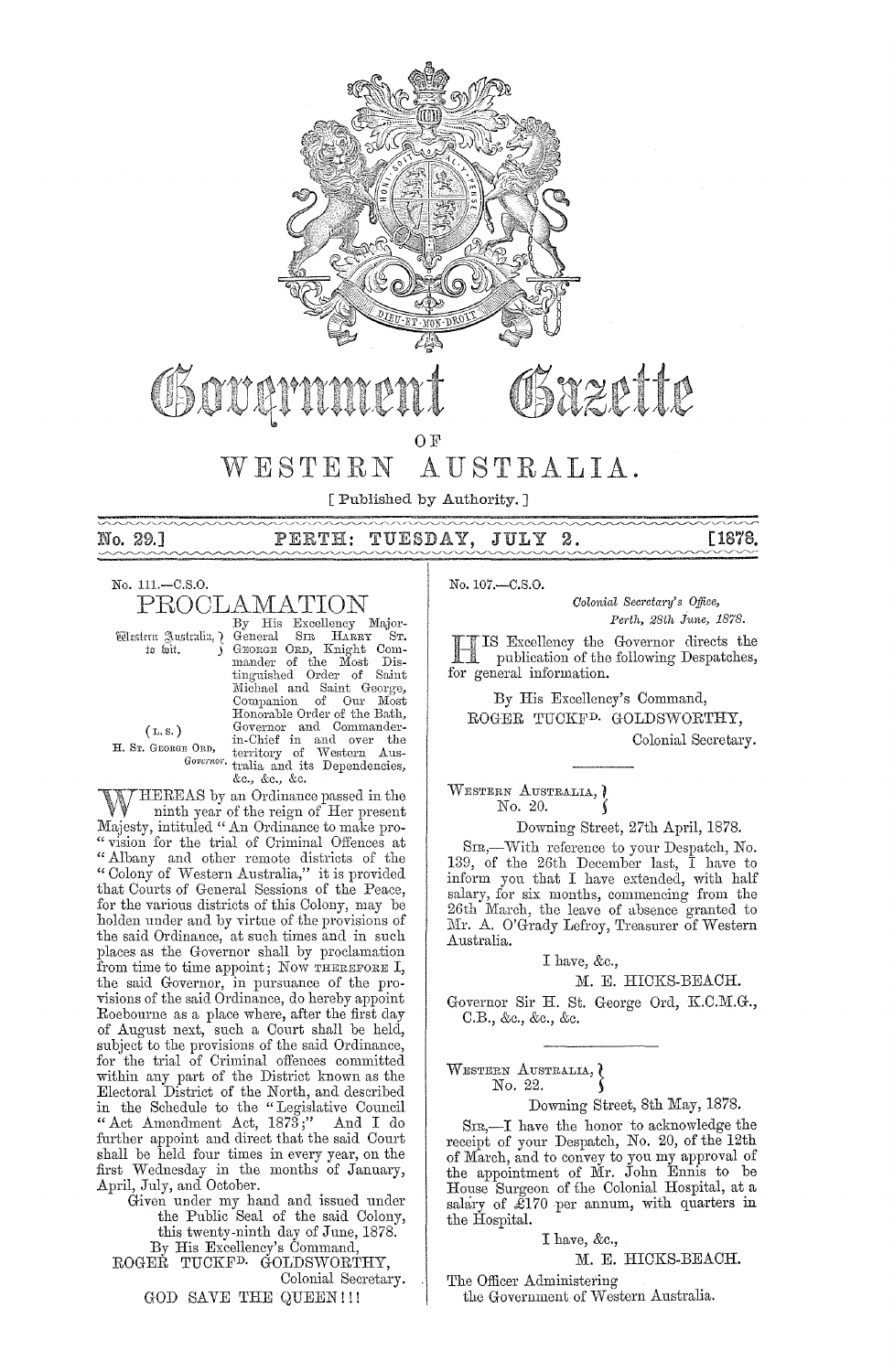# Government Gazette

OF

# WESTERN AUSTRALIA.

[ Published by Authority. ]

No. 29.] PERTH: TUESDAY, JULY 2. [1878.

No. 111.—C.S.O.

## PROCLAMATION

Western Australia, to wit.

(L.S.)
H. St. George Ord, *Governor.*

By His Excellency Major-General Sir Harry St. George Ord, Knight Commander of the Most Distinguished Order of Saint Michael and Saint George, Companion of Our Most Honorable Order of the Bath, Governor and Commander-in-Chief in and over the territory of Western Australia and its Dependencies, &c., &c., &c.

WHEREAS by an Ordinance passed in the ninth year of the reign of Her present Majesty, intituled "An Ordinance to make provision for the trial of Criminal Offences at "Albany and other remote districts of the "Colony of Western Australia," it is provided that Courts of General Sessions of the Peace, for the various districts of this Colony, may be holden under and by virtue of the provisions of the said Ordinance, at such times and in such places as the Governor shall by proclamation from time to time appoint; Now therefore I, the said Governor, in pursuance of the provisions of the said Ordinance, do hereby appoint Roebourne as a place where, after the first day of August next, such a Court shall be held, subject to the provisions of the said Ordinance, for the trial of Criminal offences committed within any part of the District known as the Electoral District of the North, and described in the Schedule to the "Legislative Council "Act Amendment Act, 1873;" And I do further appoint and direct that the said Court shall be held four times in every year, on the first Wednesday in the months of January, April, July, and October.

Given under my hand and issued under the Public Seal of the said Colony, this twenty-ninth day of June, 1878.

By His Excellency's Command,
ROGER TUCKFD. GOLDSWORTHY,
Colonial Secretary.

GOD SAVE THE QUEEN!!!

---

No. 107.—C.S.O.

*Colonial Secretary's Office,*
*Perth, 28th June, 1878.*

HIS Excellency the Governor directs the publication of the following Despatches, for general information.

By His Excellency's Command,
ROGER TUCKFD. GOLDSWORTHY,
Colonial Secretary.

---

Western Australia,
No. 20.

Downing Street, 27th April, 1878.

Sir,—With reference to your Despatch, No. 139, of the 26th December last, I have to inform you that I have extended, with half salary, for six months, commencing from the 26th March, the leave of absence granted to Mr. A. O'Grady Lefroy, Treasurer of Western Australia.

I have, &c.,
M. E. HICKS-BEACH.

Governor Sir H. St. George Ord, K.C.M.G., C.B., &c., &c., &c.

---

Western Australia,
No. 22.

Downing Street, 8th May, 1878.

Sir,—I have the honor to acknowledge the receipt of your Despatch, No. 20, of the 12th of March, and to convey to you my approval of the appointment of Mr. John Ennis to be House Surgeon of the Colonial Hospital, at a salary of £170 per annum, with quarters in the Hospital.

I have, &c.,
M. E. HICKS-BEACH.

The Officer Administering
the Government of Western Australia.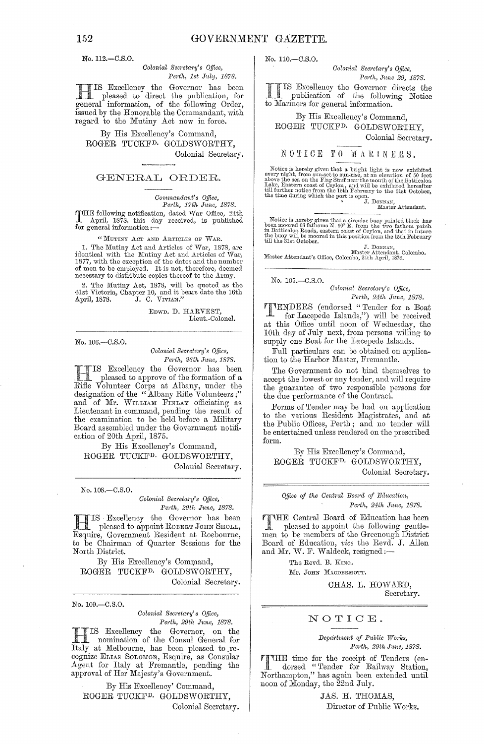No. 112.—C.S.O.

*Colonial Secretary's Office,*
*Perth, 1st July, 1878.*

HIS Excellency the Governor has been pleased to direct the publication, for general information, of the following Order, issued by the Honorable the Commandant, with regard to the Mutiny Act now in force.

By His Excellency's Command,
ROGER TUCKFD. GOLDSWORTHY,
Colonial Secretary.

## GENERAL ORDER.

*Commandant's Office,*
*Perth, 17th June, 1878.*

THE following notification, dated War Office, 24th April, 1878, this day received, is published for general information:—

"MUTINY ACT AND ARTICLES OF WAR.

1. The Mutiny Act and Articles of War, 1878, are identical with the Mutiny Act and Articles of War, 1877, with the exception of the dates and the number of men to be employed. It is not, therefore, deemed necessary to distribute copies thereof to the Army.

2. The Mutiny Act, 1878, will be quoted as the 41st Victoria, Chapter 10, and it bears date the 16th April, 1878. J. C. VIVIAN."

EDWD. D. HARVEST,
Lieut.-Colonel.

---

No. 106.—C.S.O.

*Colonial Secretary's Office,*
*Perth, 26th June, 1878.*

HIS Excellency the Governor has been pleased to approve of the formation of a Rifle Volunteer Corps at Albany, under the designation of the "Albany Rifle Volunteers;" and of Mr. WILLIAM FINLAY officiating as Lieutenant in command, pending the result of the examination to be held before a Military Board assembled under the Government notification of 20th April, 1875.

By His Excellency's Command,
ROGER TUCKFD. GOLDSWORTHY,
Colonial Secretary.

---

No. 108.—C.S.O.

*Colonial Secretary's Office,*
*Perth, 29th June, 1878.*

HIS Excellency the Governor has been pleased to appoint ROBERT JOHN SHOLL, Esquire, Government Resident at Roebourne, to be Chairman of Quarter Sessions for the North District.

By His Excellency's Command,
ROGER TUCKFD. GOLDSWORTHY,
Colonial Secretary.

---

No. 109.—C.S.O.

*Colonial Secretary's Office,*
*Perth, 29th June, 1878.*

HIS Excellency the Governor, on the nomination of the Consul General for Italy at Melbourne, has been pleased to recognize ELIAS SOLOMON, Esquire, as Consular Agent for Italy at Fremantle, pending the approval of Her Majesty's Government.

By His Excellency' Command,
ROGER TUCKFD. GOLDSWORTHY,
Colonial Secretary.

---

No. 110.—C.S.O.

*Colonial Secretary's Office,*
*Perth, June 29, 1878.*

HIS Excellency the Governor directs the publication of the following Notice to Mariners for general information.

By His Excellency's Command,
ROGER TUCKFD. GOLDSWORTHY,
Colonial Secretary.

## NOTICE TO MARINERS.

Notice is hereby given that a bright light is now exhibited every night, from sun-set to sun-rise, at an elevation of 50 feet above the sea on the Flag Staff near the mouth of the Batticaloa Lake, Eastern coast of Ceylon, and will be exhibited hereafter till further notice from the 15th February to the 31st October, the time during which the port is open.

J. DONNAN,
Master Attendant.

Notice is hereby given that a circular buoy painted black has been moored 66 fathoms N. 60° E. from the two fathom patch in Batticaloa Roads, eastern coast of Ceylon, and that in future the buoy will be moored in this position from the 15th February till the 31st October.

J. DONNAN,
Master Attendant, Colombo.
Master Attendant's Office, Colombo, 24th April, 1878.

---

No. 105.—C.S.O.

*Colonial Secretary's Office,*
*Perth, 24th June, 1878.*

TENDERS (endorsed "Tender for a Boat for Lacepede Islands,") will be received at this Office until noon of Wednesday, the 10th day of July next, from persons willing to supply one Boat for the Lacepede Islands.

Full particulars can be obtained on application to the Harbor Master, Fremantle.

The Government do not bind themselves to accept the lowest or any tender, and will require the guarantee of two responsible persons for the due performance of the Contract.

Forms of Tender may be had on application to the various Resident Magistrates, and at the Public Offices, Perth; and no tender will be entertained unless rendered on the prescribed form.

By His Excellency's Command,
ROGER TUCKFD. GOLDSWORTHY,
Colonial Secretary.

---

*Office of the Central Board of Education,*
*Perth, 24th June, 1878.*

THE Central Board of Education has been pleased to appoint the following gentlemen to be members of the Greenough District Board of Education, *vice* the Revd. J. Allen and Mr. W. F. Waldeck, resigned:—

The Revd. B. KING.
Mr. JOHN MACDERMOTT.

CHAS. L. HOWARD,
Secretary.

---

## NOTICE.

*Department of Public Works,*
*Perth, 29th June, 1878.*

THE time for the receipt of Tenders (endorsed "Tender for Railway Station, Northampton," has again been extended until noon of Monday, the 22nd July.

JAS. H. THOMAS,
Director of Public Works.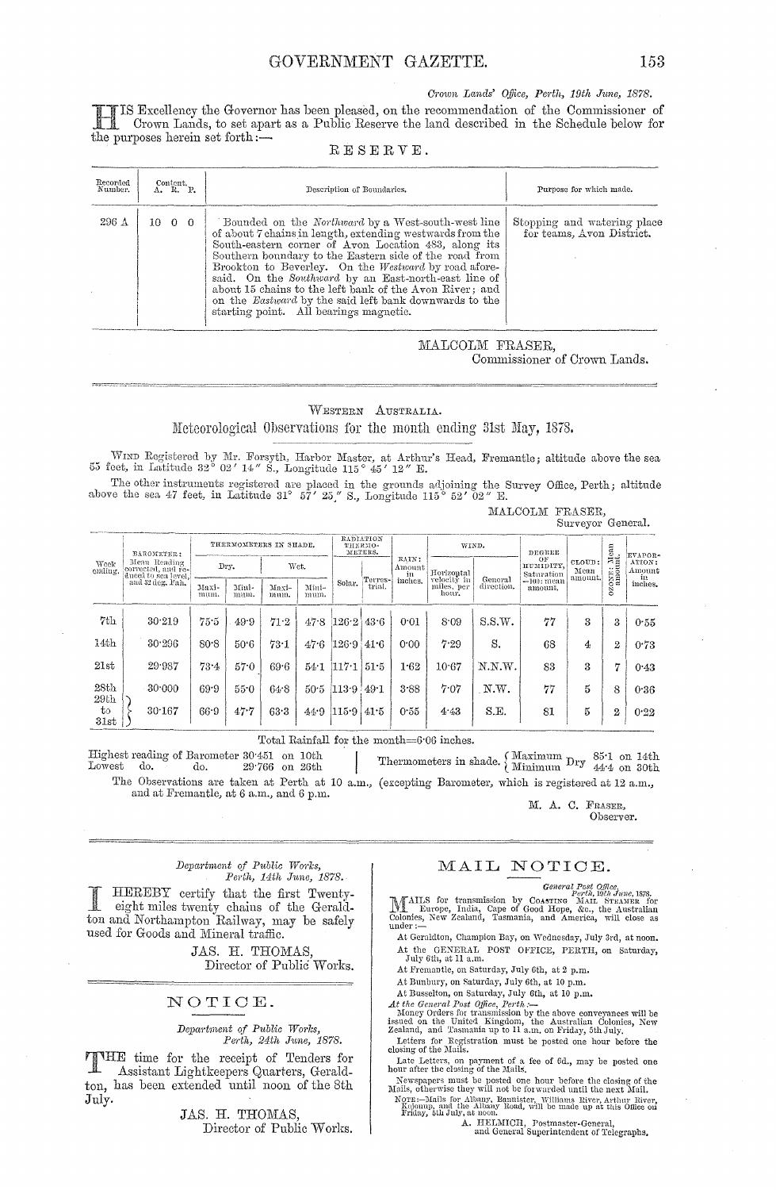*Crown Lands' Office, Perth, 19th June, 1878.*

HIS Excellency the Governor has been pleased, on the recommendation of the Commissioner of Crown Lands, to set apart as a Public Reserve the land described in the Schedule below for the purposes herein set forth:—

## RESERVE.

| Recorded Number. | Content. A. R. P. | Description of Boundaries. | Purpose for which made. |
|---|---|---|---|
| 296 A | 10 0 0 | Bounded on the *Northward* by a West-south-west line of about 7 chains in length, extending westwards from the South-eastern corner of Avon Location 483, along its Southern boundary to the Eastern side of the road from Brookton to Beverley. On the *Westward* by road aforesaid. On the *Southward* by an East-north-east line of about 15 chains to the left bank of the Avon River; and on the *Eastward* by the said left bank downwards to the starting point. All bearings magnetic. | Stopping and watering place for teams, Avon District. |

MALCOLM FRASER,
Commissioner of Crown Lands.

---

## WESTERN AUSTRALIA.

### Meteorological Observations for the month ending 31st May, 1878.

WIND Registered by Mr. Forsyth, Harbor Master, at Arthur's Head, Fremantle; altitude above the sea 55 feet, in Latitude 32° 02′ 14″ S., Longitude 115° 45′ 12″ E.

The other instruments registered are placed in the grounds adjoining the Survey Office, Perth; altitude above the sea 47 feet, in Latitude 31° 57′ 25″ S., Longitude 115° 52′ 02″ E.

MALCOLM FRASER,
Surveyor General.

| Week ending. | BAROMETER: Mean Reading corrected, and reduced to sea level, and 32 deg. Fah. | THERMOMETERS IN SHADE. | | | | RADIATION THERMOMETERS. | | RAIN: Amount in inches. | WIND. | | DEGREE OF HUMIDITY, Saturation =100: mean amount. | CLOUD: Mean amount. | OZONE: Mean amount. | EVAPORATION: Amount in inches. |
|---|---|---|---|---|---|---|---|---|---|---|---|---|---|---|
| | | Dry. | | Wet. | | | | | | | | | | |
| | | Maximum. | Minimum. | Maximum. | Minimum. | Solar. | Terrestrial. | | Horizontal velocity in miles, per hour. | General direction. | | | | |
| 7th | 30·219 | 75·5 | 49·9 | 71·2 | 47·8 | 126·2 | 43·6 | 0·01 | 8·09 | S.S.W. | 77 | 3 | 3 | 0·55 |
| 14th | 30·296 | 80·8 | 50·6 | 73·1 | 47·6 | 126·9 | 41·6 | 0·00 | 7·29 | S. | 68 | 4 | 2 | 0·73 |
| 21st | 29·987 | 73·4 | 57·0 | 69·6 | 54·1 | 117·1 | 51·5 | 1·62 | 10·67 | N.N.W. | 83 | 3 | 7 | 0·43 |
| 28th | 30·000 | 69·9 | 55·0 | 64·8 | 50·5 | 113·9 | 49·1 | 3·88 | 7·07 | N.W. | 77 | 5 | 8 | 0·36 |
| 29th to 31st | 30·167 | 66·9 | 47·7 | 63·3 | 44·9 | 115·9 | 41·5 | 0·55 | 4·43 | S.E. | 81 | 5 | 2 | 0·22 |

Total Rainfall for the month=6·06 inches.

Highest reading of Barometer 30·451 on 10th
Lowest do. do. 29·766 on 26th

Thermometers in shade. Maximum Dry 85·1 on 14th; Minimum Dry 44·4 on 30th

The Observations are taken at Perth at 10 a.m., (excepting Barometer, which is registered at 12 a.m., and at Fremantle, at 6 a.m., and 6 p.m.

M. A. C. FRASER,
Observer.

---

*Department of Public Works,*
*Perth, 14th June, 1878.*

I HEREBY certify that the first Twenty-eight miles twenty chains of the Geraldton and Northampton Railway, may be safely used for Goods and Mineral traffic.

JAS. H. THOMAS,
Director of Public Works.

---

## NOTICE.

*Department of Public Works,*
*Perth, 24th June, 1878.*

THE time for the receipt of Tenders for Assistant Lightkeepers Quarters, Geraldton, has been extended until noon of the 8th July.

JAS. H. THOMAS,
Director of Public Works.

---

## MAIL NOTICE.

*General Post Office,*
*Perth, 19th June, 1878.*

MAILS for transmission by COASTING MAIL STEAMER for Europe, India, Cape of Good Hope, &c., the Australian Colonies, New Zealand, Tasmania, and America, will close as under:—

At Geraldton, Champion Bay, on Wednesday, July 3rd, at noon.

At the GENERAL POST OFFICE, PERTH, on Saturday, July 6th, at 11 a.m.

At Fremantle, on Saturday, July 6th, at 2 p.m.

At Bunbury, on Saturday, July 6th, at 10 p.m.

At Busselton, on Saturday, July 6th, at 10 p.m.

*At the General Post Office, Perth:*—

Money Orders for transmission by the above conveyances will be issued on the United Kingdom, the Australian Colonies, New Zealand, and Tasmania up to 11 a.m. on Friday, 5th July.

Letters for Registration must be posted one hour before the closing of the Mails.

Late Letters, on payment of a fee of 6d., may be posted one hour after the closing of the Mails.

Newspapers must be posted one hour before the closing of the Mails, otherwise they will not be forwarded until the next Mail.

NOTE:—Mails for Albany, Bannister, Williams River, Arthur River, Kojonup, and the Albany Road, will be made up at this Office on Friday, 5th July, at noon.

A. HELMICH, Postmaster-General,
and General Superintendent of Telegraphs.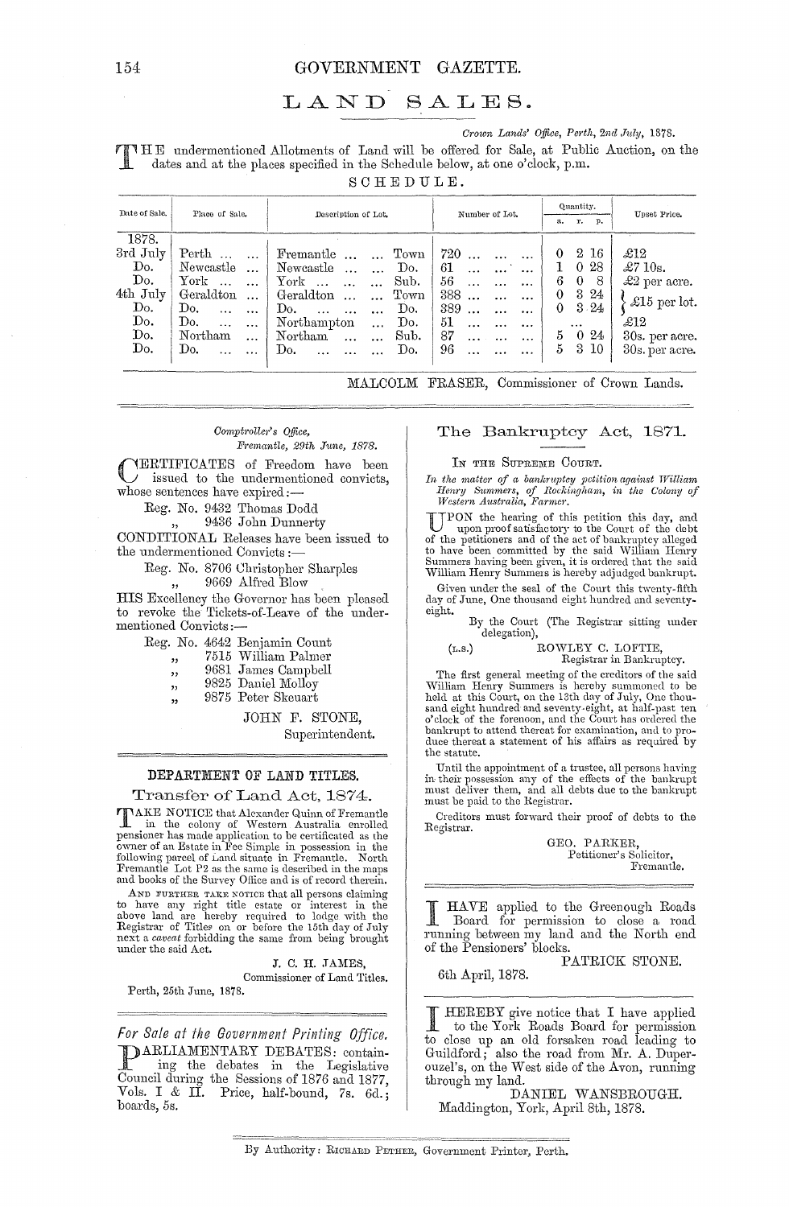# LAND SALES.

*Crown Lands' Office, Perth, 2nd July, 1878.*

THE undermentioned Allotments of Land will be offered for Sale, at Public Auction, on the dates and at the places specified in the Schedule below, at one o'clock, p.m.

SCHEDULE.

| Date of Sale. | Place of Sale. | Description of Lot. | | Number of Lot. | Quantity. | | | Upset Price. |
|---|---|---|---|---|---|---|---|---|
| | | | | | a. | r. | p. | |
| 1878. | | | | | | | | |
| 3rd July | Perth ... ... | Fremantle ... ... | Town | 720 ... ... ... | 0 | 2 | 16 | £12 |
| Do. | Newcastle ... | Newcastle ... ... | Do. | 61 ... ... ... | 1 | 0 | 28 | £7 10s. |
| Do. | York ... ... | York ... ... ... | Sub. | 56 ... ... ... | 6 | 0 | 8 | £2 per acre. |
| 4th July | Geraldton ... | Geraldton ... ... | Town | 388 ... ... ... | 0 | 3 | 24 | £15 per lot. |
| Do. | Do. ... ... | Do. ... ... ... | Do. | 389 ... ... ... | 0 | 3 | 24 | £15 per lot. |
| Do. | Do. ... ... | Northampton ... | Do. | 51 ... ... ... | | ... | | £12 |
| Do. | Northam ... | Northam ... ... | Sub. | 87 ... ... ... | 5 | 0 | 24 | 30s. per acre. |
| Do. | Do. ... ... | Do. ... ... ... | Do. | 96 ... ... ... | 5 | 3 | 10 | 30s. per acre. |

MALCOLM FRASER, Commissioner of Crown Lands.

---

*Comptroller's Office,*
*Fremantle, 29th June, 1878.*

CERTIFICATES of Freedom have been issued to the undermentioned convicts, whose sentences have expired:—

Reg. No. 9432 Thomas Dodd
„ 9436 John Dunnerty

CONDITIONAL Releases have been issued to the undermentioned Convicts:—

Reg. No. 8706 Christopher Sharples
„ 9669 Alfred Blow

HIS Excellency the Governor has been pleased to revoke the Tickets-of-Leave of the undermentioned Convicts:—

Reg. No. 4642 Benjamin Count
„ 7515 William Palmer
„ 9681 James Campbell
„ 9825 Daniel Molloy
„ 9875 Peter Skeuart

JOHN F. STONE,
Superintendent.

---

## DEPARTMENT OF LAND TITLES.

### Transfer of Land Act, 1874.

TAKE NOTICE that Alexander Quinn of Fremantle in the colony of Western Australia enrolled pensioner has made application to be certificated as the owner of an Estate in Fee Simple in possession in the following parcel of Land situate in Fremantle. North Fremantle Lot P2 as the same is described in the maps and books of the Survey Office and is of record therein.

AND FURTHER TAKE NOTICE that all persons claiming to have any right title estate or interest in the above land are hereby required to lodge with the Registrar of Titles on or before the 15th day of July next a *caveat* forbidding the same from being brought under the said Act.

J. C. H. JAMES,
Commissioner of Land Titles.

Perth, 25th June, 1878.

---

*For Sale at the Government Printing Office.*

PARLIAMENTARY DEBATES: containing the debates in the Legislative Council during the Sessions of 1876 and 1877, Vols. I & II. Price, half-bound, 7s. 6d.; boards, 5s.

---

## The Bankruptcy Act, 1871.

IN THE SUPREME COURT.

*In the matter of a bankruptcy petition against William Henry Summers, of Rockingham, in the Colony of Western Australia, Farmer.*

UPON the hearing of this petition this day, and upon proof satisfactory to the Court of the debt of the petitioners and of the act of bankruptcy alleged to have been committed by the said William Henry Summers having been given, it is ordered that the said William Henry Summers is hereby adjudged bankrupt.

Given under the seal of the Court this twenty-fifth day of June, One thousand eight hundred and seventy-eight.

By the Court (The Registrar sitting under delegation),

(L.S.) ROWLEY C. LOFTIE,
Registrar in Bankruptcy.

The first general meeting of the creditors of the said William Henry Summers is hereby summoned to be held at this Court, on the 13th day of July, One thousand eight hundred and seventy-eight, at half-past ten o'clock of the forenoon, and the Court has ordered the bankrupt to attend thereat for examination, and to produce thereat a statement of his affairs as required by the statute.

Until the appointment of a trustee, all persons having in their possession any of the effects of the bankrupt must deliver them, and all debts due to the bankrupt must be paid to the Registrar.

Creditors must forward their proof of debts to the Registrar.

GEO. PARKER,
Petitioner's Solicitor,
Fremantle.

---

I HAVE applied to the Greenough Roads Board for permission to close a road running between my land and the North end of the Pensioners' blocks.

PATRICK STONE.

6th April, 1878.

---

I HEREBY give notice that I have applied to the York Roads Board for permission to close up an old forsaken road leading to Guildford; also the road from Mr. A. Duperouzel's, on the West side of the Avon, running through my land.

DANIEL WANSBROUGH.

Maddington, York, April 8th, 1878.

---

By Authority: RICHARD PETHER, Government Printer, Perth.